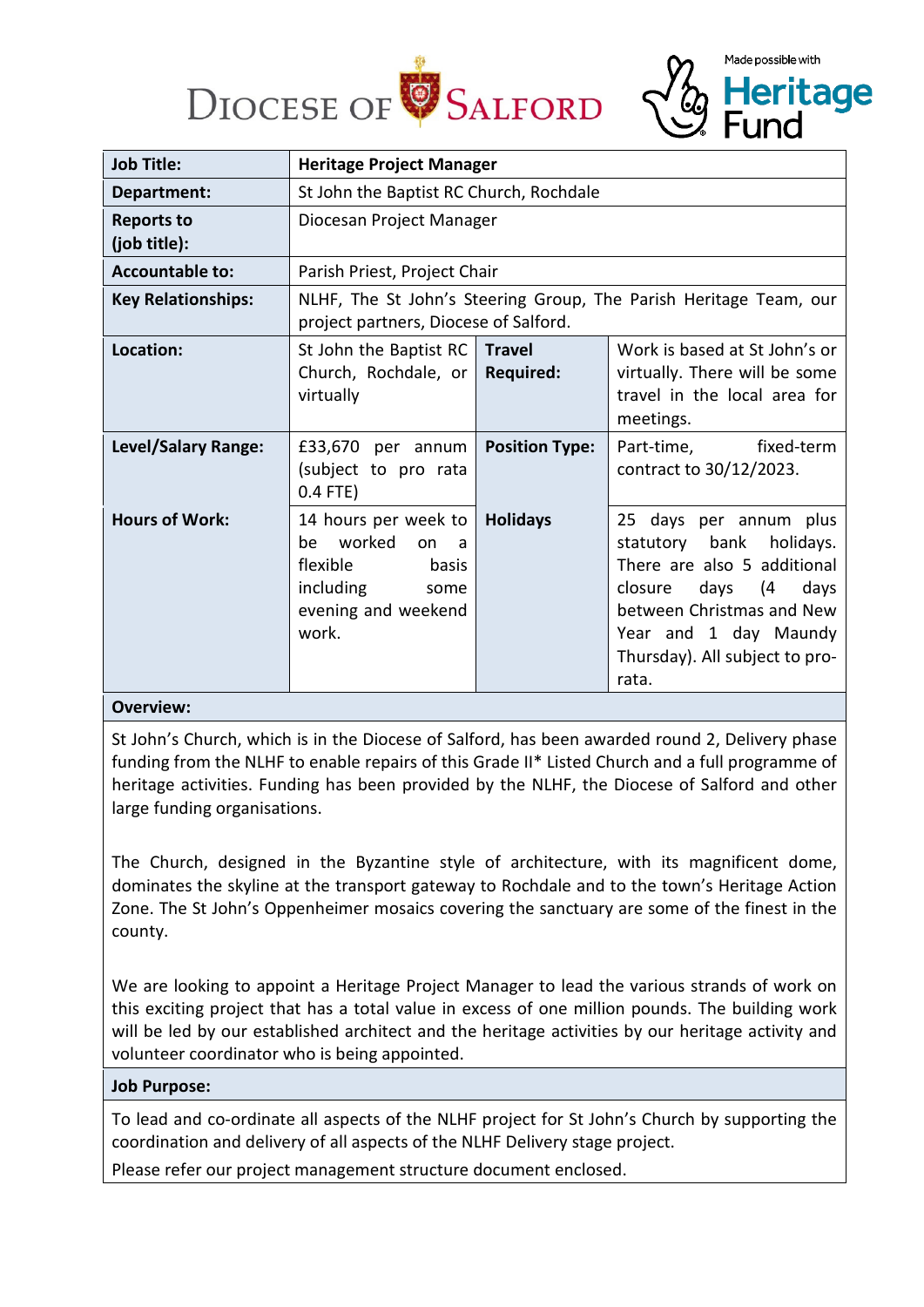DIOCESE OF SALFORD

Made possible with Heritage Fund

| Job Title: | Heritage Project Manager | | |
|---|---|---|---|
| Department: | St John the Baptist RC Church, Rochdale | | |
| Reports to (job title): | Diocesan Project Manager | | |
| Accountable to: | Parish Priest, Project Chair | | |
| Key Relationships: | NLHF, The St John's Steering Group, The Parish Heritage Team, our project partners, Diocese of Salford. | | |
| Location: | St John the Baptist RC Church, Rochdale, or virtually | Travel Required: | Work is based at St John's or virtually. There will be some travel in the local area for meetings. |
| Level/Salary Range: | £33,670 per annum (subject to pro rata 0.4 FTE) | Position Type: | Part-time, fixed-term contract to 30/12/2023. |
| Hours of Work: | 14 hours per week to be worked on a flexible basis including some evening and weekend work. | Holidays | 25 days per annum plus statutory bank holidays. There are also 5 additional closure days (4 days between Christmas and New Year and 1 day Maundy Thursday). All subject to pro-rata. |

**Overview:**

St John's Church, which is in the Diocese of Salford, has been awarded round 2, Delivery phase funding from the NLHF to enable repairs of this Grade II* Listed Church and a full programme of heritage activities. Funding has been provided by the NLHF, the Diocese of Salford and other large funding organisations.

The Church, designed in the Byzantine style of architecture, with its magnificent dome, dominates the skyline at the transport gateway to Rochdale and to the town's Heritage Action Zone. The St John's Oppenheimer mosaics covering the sanctuary are some of the finest in the county.

We are looking to appoint a Heritage Project Manager to lead the various strands of work on this exciting project that has a total value in excess of one million pounds. The building work will be led by our established architect and the heritage activities by our heritage activity and volunteer coordinator who is being appointed.

**Job Purpose:**

To lead and co-ordinate all aspects of the NLHF project for St John's Church by supporting the coordination and delivery of all aspects of the NLHF Delivery stage project.

Please refer our project management structure document enclosed.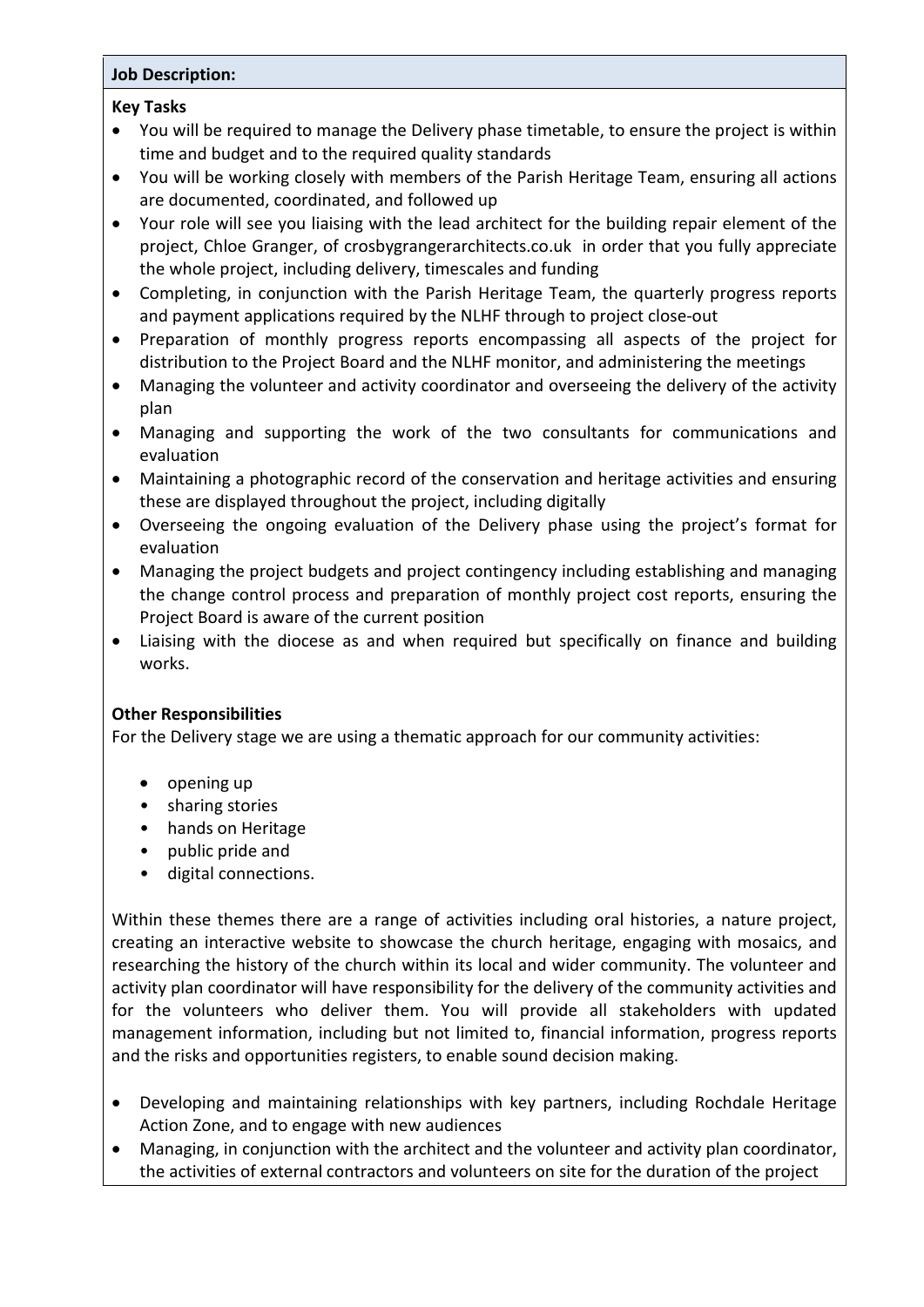**Job Description:**

**Key Tasks**

- You will be required to manage the Delivery phase timetable, to ensure the project is within time and budget and to the required quality standards
- You will be working closely with members of the Parish Heritage Team, ensuring all actions are documented, coordinated, and followed up
- Your role will see you liaising with the lead architect for the building repair element of the project, Chloe Granger, of crosbygrangerarchitects.co.uk in order that you fully appreciate the whole project, including delivery, timescales and funding
- Completing, in conjunction with the Parish Heritage Team, the quarterly progress reports and payment applications required by the NLHF through to project close-out
- Preparation of monthly progress reports encompassing all aspects of the project for distribution to the Project Board and the NLHF monitor, and administering the meetings
- Managing the volunteer and activity coordinator and overseeing the delivery of the activity plan
- Managing and supporting the work of the two consultants for communications and evaluation
- Maintaining a photographic record of the conservation and heritage activities and ensuring these are displayed throughout the project, including digitally
- Overseeing the ongoing evaluation of the Delivery phase using the project's format for evaluation
- Managing the project budgets and project contingency including establishing and managing the change control process and preparation of monthly project cost reports, ensuring the Project Board is aware of the current position
- Liaising with the diocese as and when required but specifically on finance and building works.

**Other Responsibilities**

For the Delivery stage we are using a thematic approach for our community activities:

- opening up
- sharing stories
- hands on Heritage
- public pride and
- digital connections.

Within these themes there are a range of activities including oral histories, a nature project, creating an interactive website to showcase the church heritage, engaging with mosaics, and researching the history of the church within its local and wider community. The volunteer and activity plan coordinator will have responsibility for the delivery of the community activities and for the volunteers who deliver them. You will provide all stakeholders with updated management information, including but not limited to, financial information, progress reports and the risks and opportunities registers, to enable sound decision making.

- Developing and maintaining relationships with key partners, including Rochdale Heritage Action Zone, and to engage with new audiences
- Managing, in conjunction with the architect and the volunteer and activity plan coordinator, the activities of external contractors and volunteers on site for the duration of the project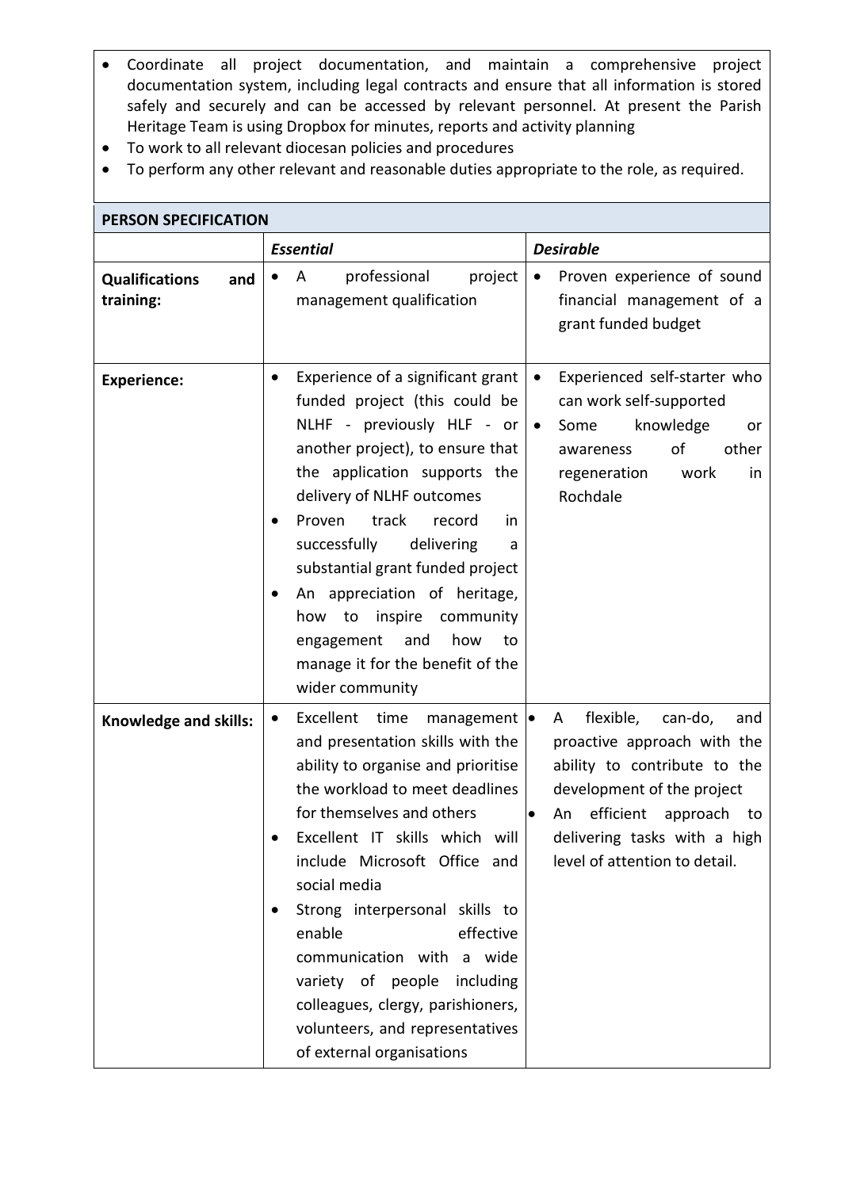- Coordinate all project documentation, and maintain a comprehensive project documentation system, including legal contracts and ensure that all information is stored safely and securely and can be accessed by relevant personnel. At present the Parish Heritage Team is using Dropbox for minutes, reports and activity planning
- To work to all relevant diocesan policies and procedures
- To perform any other relevant and reasonable duties appropriate to the role, as required.

## PERSON SPECIFICATION

| | *Essential* | *Desirable* |
|---|---|---|
| **Qualifications and training:** | • A professional project management qualification | • Proven experience of sound financial management of a grant funded budget |
| **Experience:** | • Experience of a significant grant funded project (this could be NLHF - previously HLF - or another project), to ensure that the application supports the delivery of NLHF outcomes<br>• Proven track record in successfully delivering a substantial grant funded project<br>• An appreciation of heritage, how to inspire community engagement and how to manage it for the benefit of the wider community | • Experienced self-starter who can work self-supported<br>• Some knowledge or awareness of other regeneration work in Rochdale |
| **Knowledge and skills:** | • Excellent time management and presentation skills with the ability to organise and prioritise the workload to meet deadlines for themselves and others<br>• Excellent IT skills which will include Microsoft Office and social media<br>• Strong interpersonal skills to enable effective communication with a wide variety of people including colleagues, clergy, parishioners, volunteers, and representatives of external organisations | • A flexible, can-do, and proactive approach with the ability to contribute to the development of the project<br>• An efficient approach to delivering tasks with a high level of attention to detail. |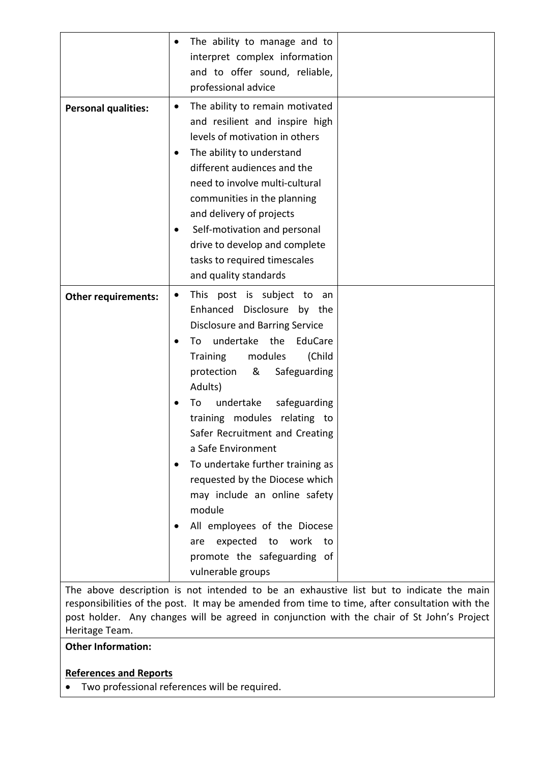| | | |
|---|---|---|
| | • The ability to manage and to interpret complex information and to offer sound, reliable, professional advice | |
| **Personal qualities:** | • The ability to remain motivated and resilient and inspire high levels of motivation in others<br>• The ability to understand different audiences and the need to involve multi-cultural communities in the planning and delivery of projects<br>• Self-motivation and personal drive to develop and complete tasks to required timescales and quality standards | |
| **Other requirements:** | • This post is subject to an Enhanced Disclosure by the Disclosure and Barring Service<br>• To undertake the EduCare Training modules (Child protection & Safeguarding Adults)<br>• To undertake safeguarding training modules relating to Safer Recruitment and Creating a Safe Environment<br>• To undertake further training as requested by the Diocese which may include an online safety module<br>• All employees of the Diocese are expected to work to promote the safeguarding of vulnerable groups | |

The above description is not intended to be an exhaustive list but to indicate the main responsibilities of the post. It may be amended from time to time, after consultation with the post holder. Any changes will be agreed in conjunction with the chair of St John's Project Heritage Team.

**Other Information:**

**References and Reports**

- Two professional references will be required.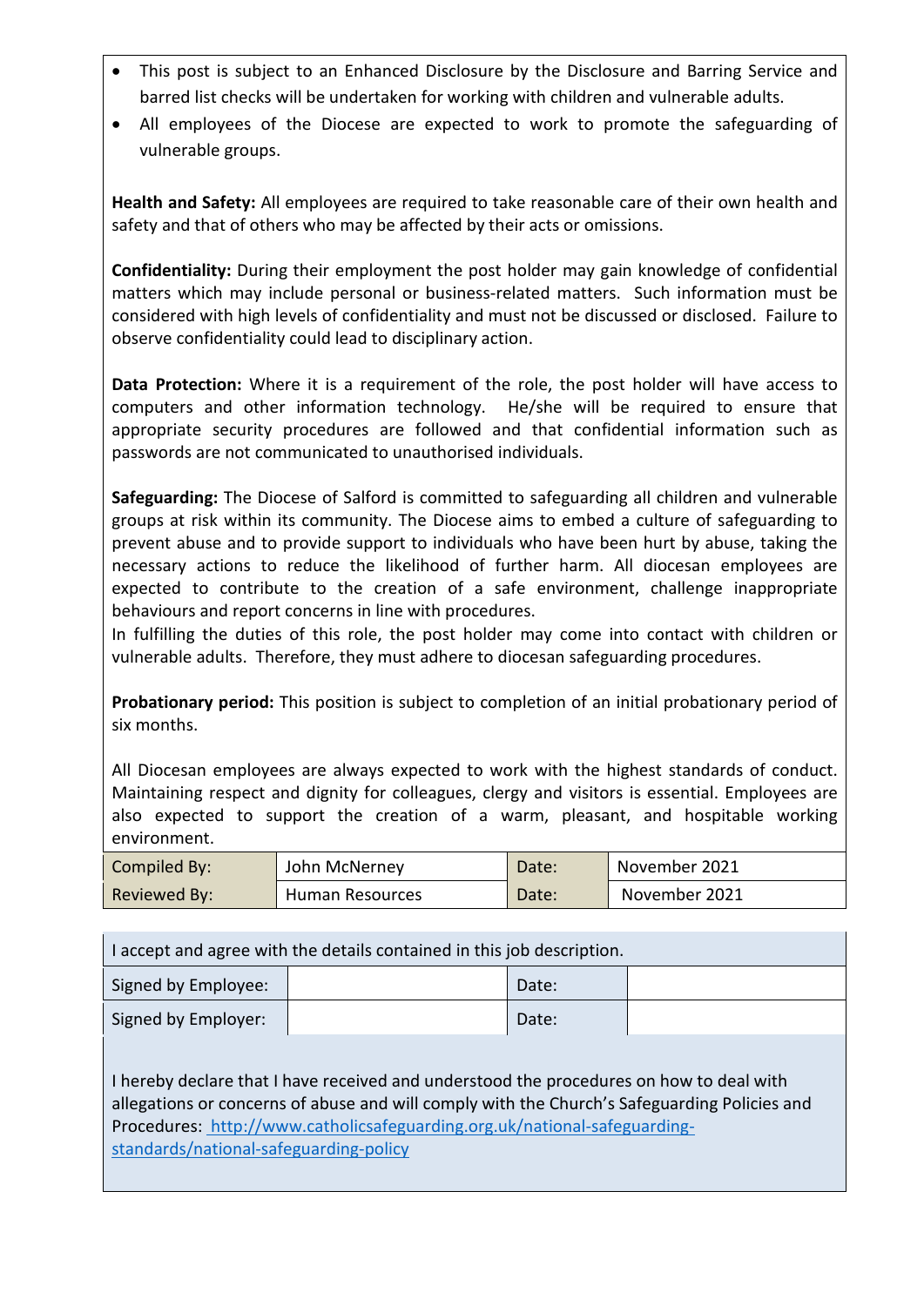- This post is subject to an Enhanced Disclosure by the Disclosure and Barring Service and barred list checks will be undertaken for working with children and vulnerable adults.
- All employees of the Diocese are expected to work to promote the safeguarding of vulnerable groups.

**Health and Safety:** All employees are required to take reasonable care of their own health and safety and that of others who may be affected by their acts or omissions.

**Confidentiality:** During their employment the post holder may gain knowledge of confidential matters which may include personal or business-related matters. Such information must be considered with high levels of confidentiality and must not be discussed or disclosed. Failure to observe confidentiality could lead to disciplinary action.

**Data Protection:** Where it is a requirement of the role, the post holder will have access to computers and other information technology. He/she will be required to ensure that appropriate security procedures are followed and that confidential information such as passwords are not communicated to unauthorised individuals.

**Safeguarding:** The Diocese of Salford is committed to safeguarding all children and vulnerable groups at risk within its community. The Diocese aims to embed a culture of safeguarding to prevent abuse and to provide support to individuals who have been hurt by abuse, taking the necessary actions to reduce the likelihood of further harm. All diocesan employees are expected to contribute to the creation of a safe environment, challenge inappropriate behaviours and report concerns in line with procedures.
In fulfilling the duties of this role, the post holder may come into contact with children or vulnerable adults. Therefore, they must adhere to diocesan safeguarding procedures.

**Probationary period:** This position is subject to completion of an initial probationary period of six months.

All Diocesan employees are always expected to work with the highest standards of conduct. Maintaining respect and dignity for colleagues, clergy and visitors is essential. Employees are also expected to support the creation of a warm, pleasant, and hospitable working environment.

| Compiled By: | John McNerney | Date: | November 2021 |
|---|---|---|---|
| Reviewed By: | Human Resources | Date: | November 2021 |

| I accept and agree with the details contained in this job description. | | | |
|---|---|---|---|
| Signed by Employee: | | Date: | |
| Signed by Employer: | | Date: | |

I hereby declare that I have received and understood the procedures on how to deal with allegations or concerns of abuse and will comply with the Church's Safeguarding Policies and Procedures: http://www.catholicsafeguarding.org.uk/national-safeguarding-standards/national-safeguarding-policy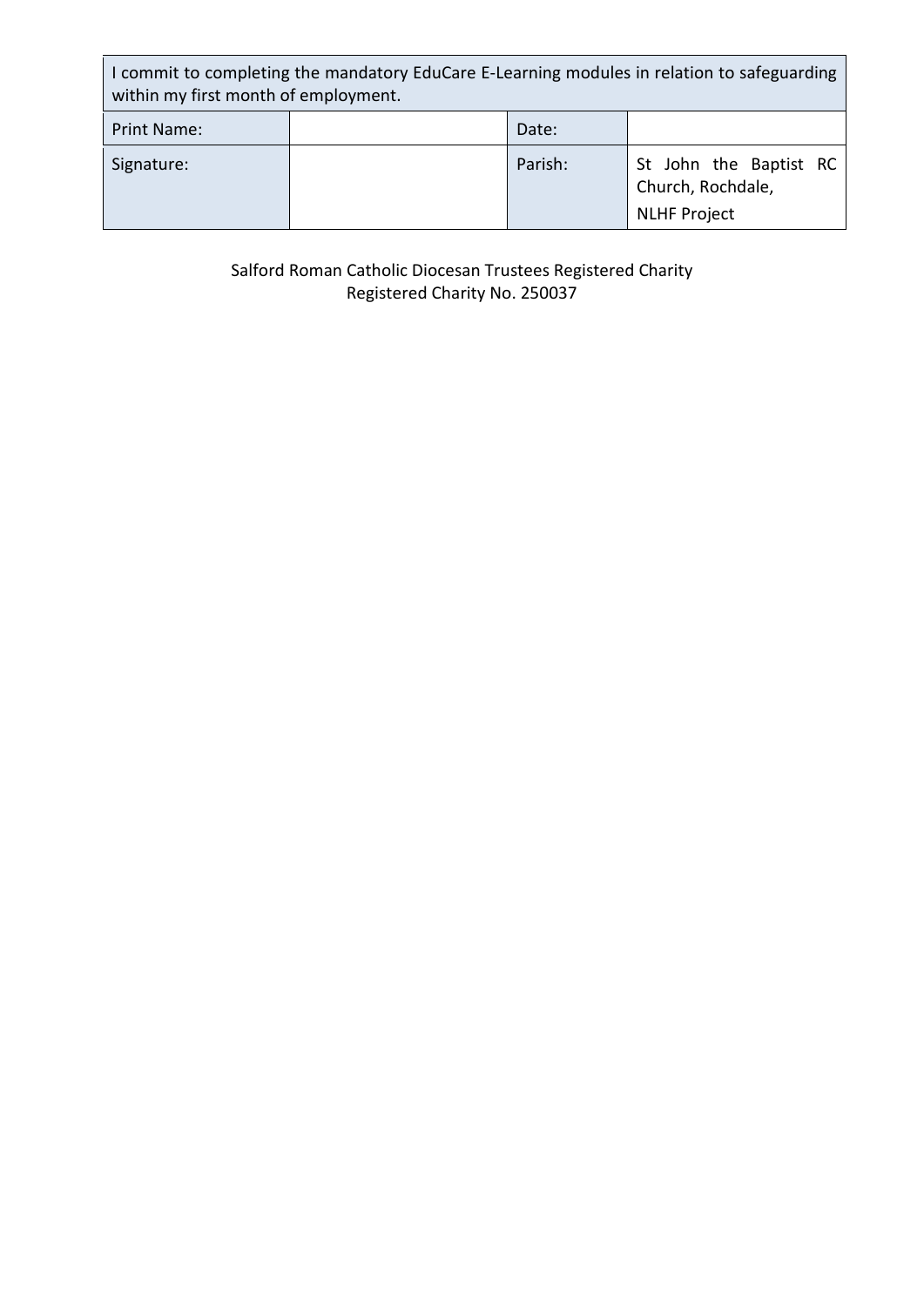| I commit to completing the mandatory EduCare E-Learning modules in relation to safeguarding within my first month of employment. | | | |
|---|---|---|---|
| Print Name: | | Date: | |
| Signature: | | Parish: | St John the Baptist RC Church, Rochdale,<br>NLHF Project |

Salford Roman Catholic Diocesan Trustees Registered Charity
Registered Charity No. 250037